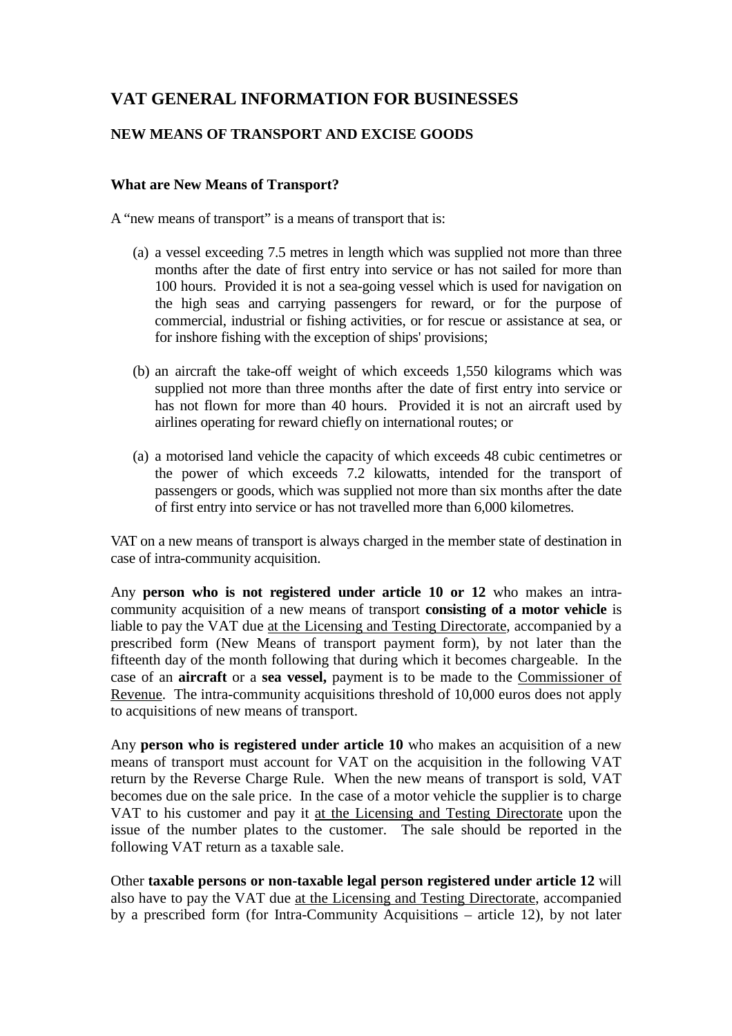# VAT GENERAL INFORMATION FOR BUSINESSES

## NEW MEANS OF TRANSPORT AND EXCISE GOODS

### What are New Means of Transport?

A "new means of transport" is a means of transport that is:

(a) a vessel exceeding 7.5 metres in length which was supplied not more than three months after the date of first entry into service or has not sailed for more than 100 hours. Provided it is not a sea-going vessel which is used for navigation on the high seas and carrying passengers for reward, or for the purpose of commercial, industrial or fishing activities, or for rescue or assistance at sea, or for inshore fishing with the exception of ships' provisions;

(b) an aircraft the take-off weight of which exceeds 1,550 kilograms which was supplied not more than three months after the date of first entry into service or has not flown for more than 40 hours. Provided it is not an aircraft used by airlines operating for reward chiefly on international routes; or

(a) a motorised land vehicle the capacity of which exceeds 48 cubic centimetres or the power of which exceeds 7.2 kilowatts, intended for the transport of passengers or goods, which was supplied not more than six months after the date of first entry into service or has not travelled more than 6,000 kilometres.

VAT on a new means of transport is always charged in the member state of destination in case of intra-community acquisition.

Any **person who is not registered under article 10 or 12** who makes an intra-community acquisition of a new means of transport **consisting of a motor vehicle** is liable to pay the VAT due <u>at the Licensing and Testing Directorate</u>, accompanied by a prescribed form (New Means of transport payment form), by not later than the fifteenth day of the month following that during which it becomes chargeable. In the case of an **aircraft** or a **sea vessel,** payment is to be made to the <u>Commissioner of Revenue</u>. The intra-community acquisitions threshold of 10,000 euros does not apply to acquisitions of new means of transport.

Any **person who is registered under article 10** who makes an acquisition of a new means of transport must account for VAT on the acquisition in the following VAT return by the Reverse Charge Rule. When the new means of transport is sold, VAT becomes due on the sale price. In the case of a motor vehicle the supplier is to charge VAT to his customer and pay it <u>at the Licensing and Testing Directorate</u> upon the issue of the number plates to the customer. The sale should be reported in the following VAT return as a taxable sale.

Other **taxable persons or non-taxable legal person registered under article 12** will also have to pay the VAT due <u>at the Licensing and Testing Directorate</u>, accompanied by a prescribed form (for Intra-Community Acquisitions – article 12), by not later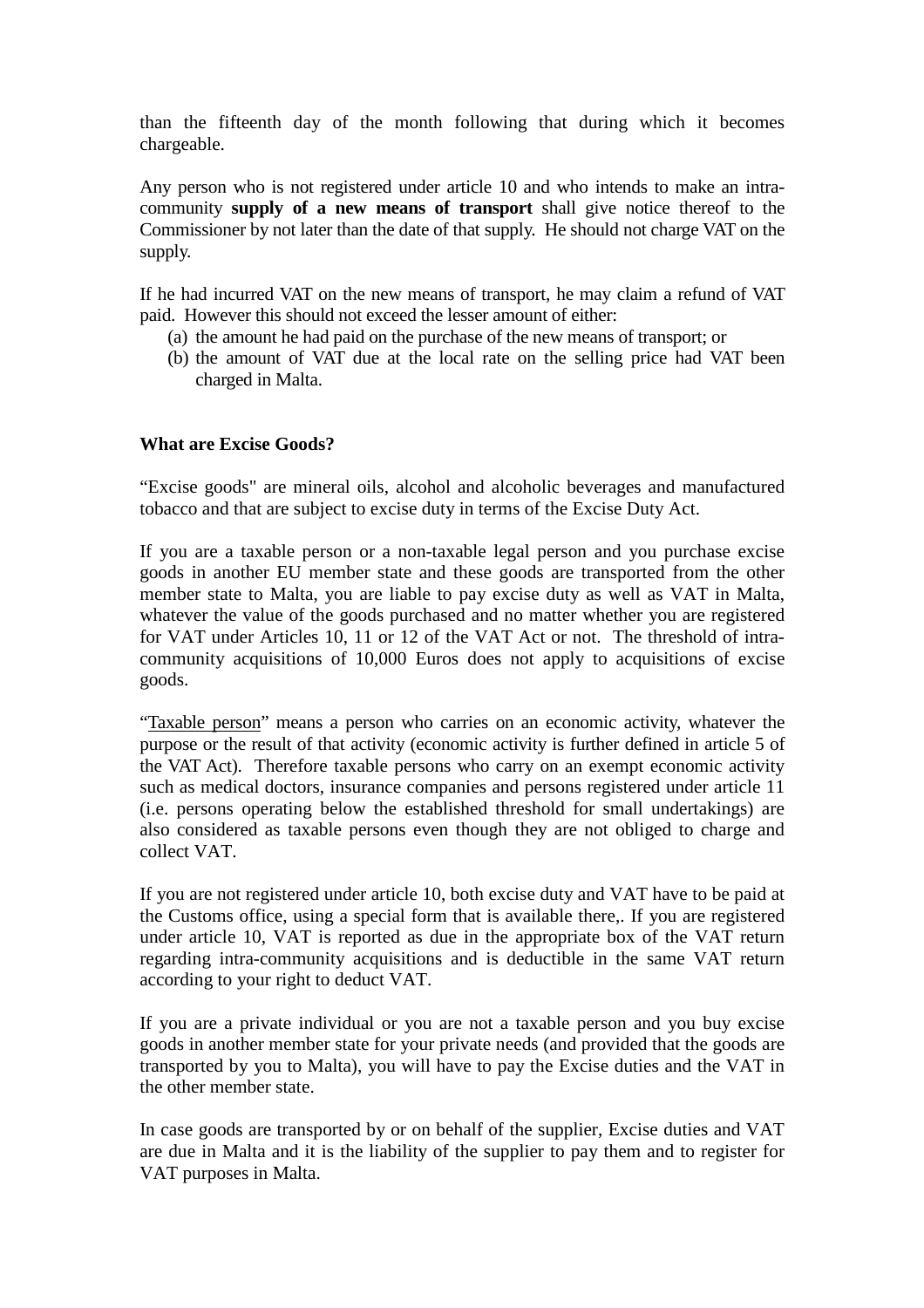than the fifteenth day of the month following that during which it becomes chargeable.

Any person who is not registered under article 10 and who intends to make an intra-community **supply of a new means of transport** shall give notice thereof to the Commissioner by not later than the date of that supply. He should not charge VAT on the supply.

If he had incurred VAT on the new means of transport, he may claim a refund of VAT paid. However this should not exceed the lesser amount of either:

(a) the amount he had paid on the purchase of the new means of transport; or
(b) the amount of VAT due at the local rate on the selling price had VAT been charged in Malta.

**What are Excise Goods?**

"Excise goods" are mineral oils, alcohol and alcoholic beverages and manufactured tobacco and that are subject to excise duty in terms of the Excise Duty Act.

If you are a taxable person or a non-taxable legal person and you purchase excise goods in another EU member state and these goods are transported from the other member state to Malta, you are liable to pay excise duty as well as VAT in Malta, whatever the value of the goods purchased and no matter whether you are registered for VAT under Articles 10, 11 or 12 of the VAT Act or not. The threshold of intra-community acquisitions of 10,000 Euros does not apply to acquisitions of excise goods.

"Taxable person" means a person who carries on an economic activity, whatever the purpose or the result of that activity (economic activity is further defined in article 5 of the VAT Act). Therefore taxable persons who carry on an exempt economic activity such as medical doctors, insurance companies and persons registered under article 11 (i.e. persons operating below the established threshold for small undertakings) are also considered as taxable persons even though they are not obliged to charge and collect VAT.

If you are not registered under article 10, both excise duty and VAT have to be paid at the Customs office, using a special form that is available there,. If you are registered under article 10, VAT is reported as due in the appropriate box of the VAT return regarding intra-community acquisitions and is deductible in the same VAT return according to your right to deduct VAT.

If you are a private individual or you are not a taxable person and you buy excise goods in another member state for your private needs (and provided that the goods are transported by you to Malta), you will have to pay the Excise duties and the VAT in the other member state.

In case goods are transported by or on behalf of the supplier, Excise duties and VAT are due in Malta and it is the liability of the supplier to pay them and to register for VAT purposes in Malta.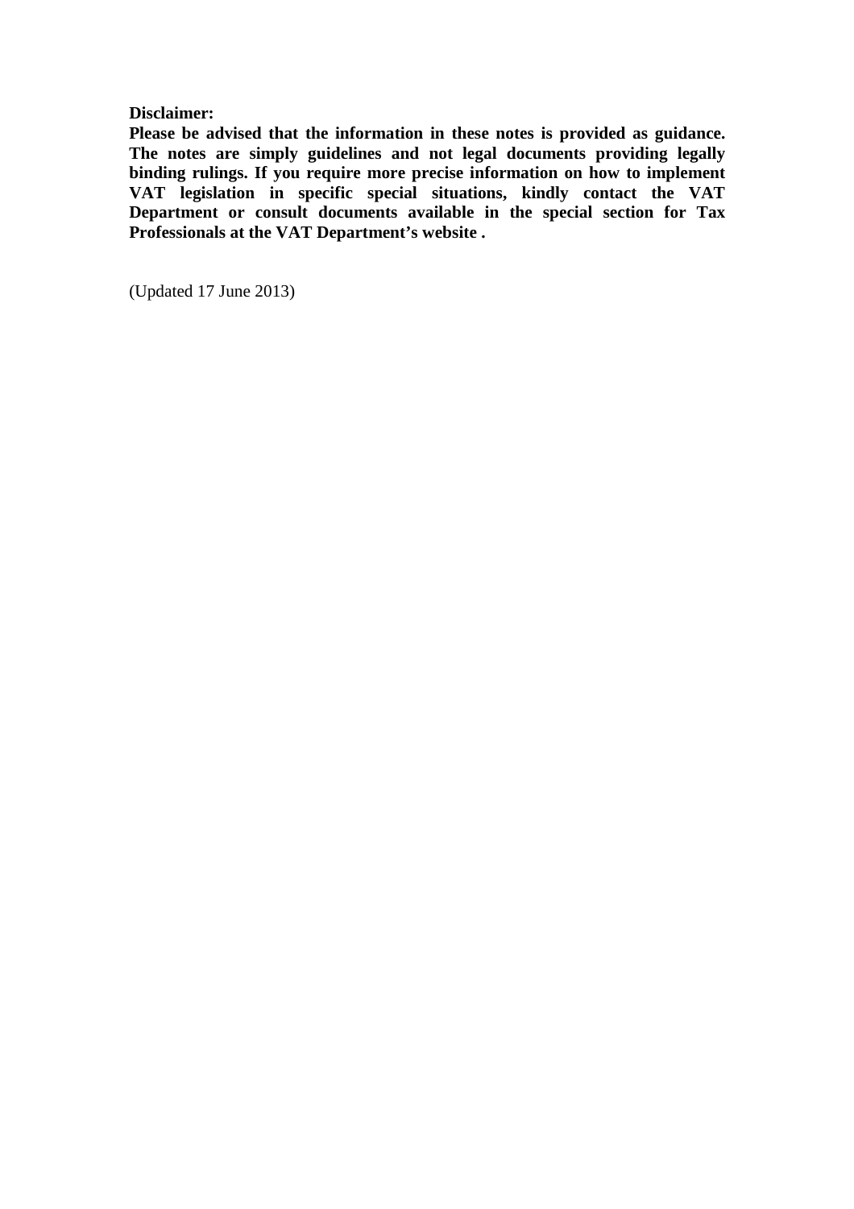**Disclaimer:**

**Please be advised that the information in these notes is provided as guidance. The notes are simply guidelines and not legal documents providing legally binding rulings. If you require more precise information on how to implement VAT legislation in specific special situations, kindly contact the VAT Department or consult documents available in the special section for Tax Professionals at the VAT Department's website .**

(Updated 17 June 2013)